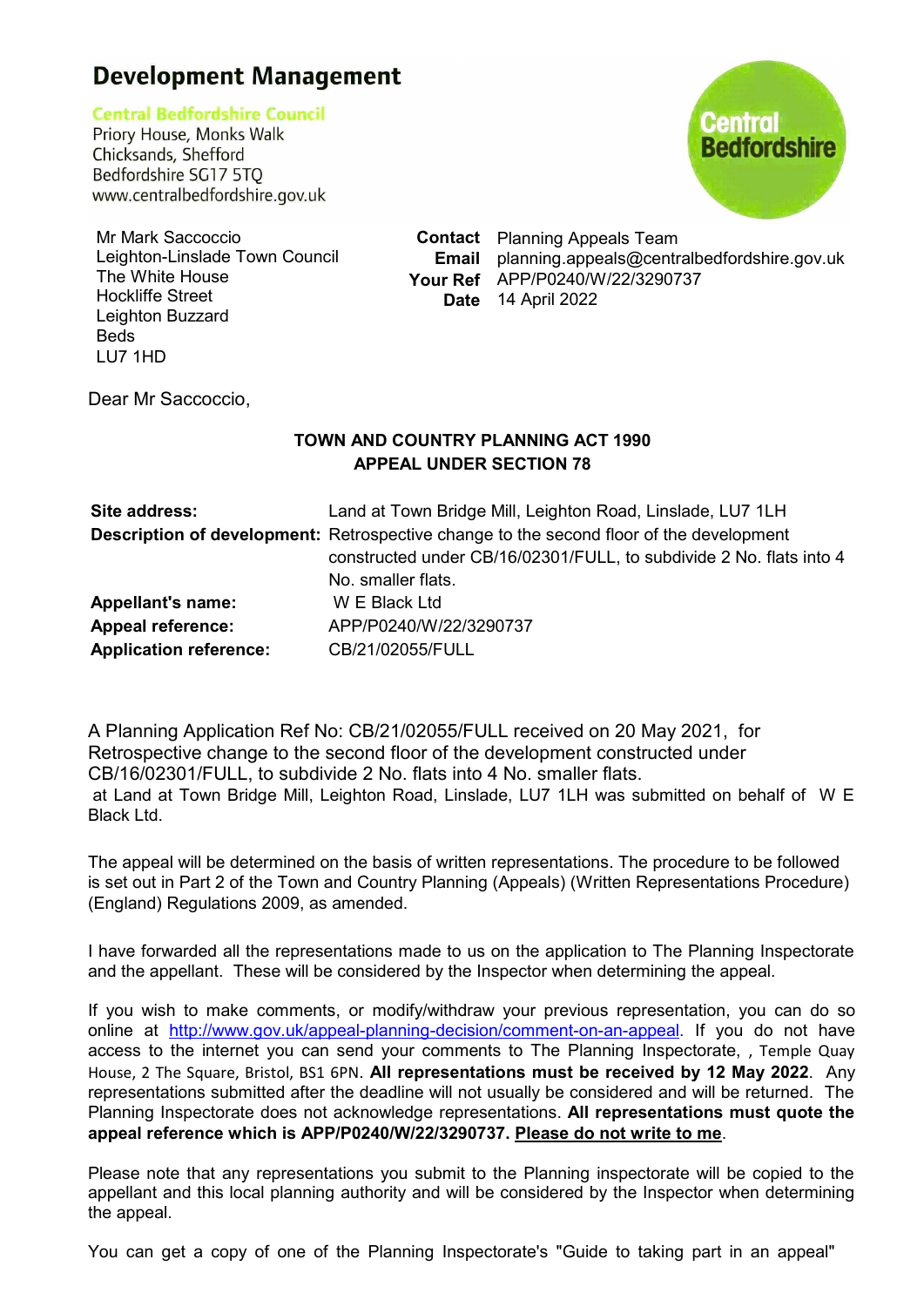# Development Management

**Central Bedfordshire Council**
Priory House, Monks Walk
Chicksands, Shefford
Bedfordshire SG17 5TQ
www.centralbedfordshire.gov.uk

Central Bedfordshire

Mr Mark Saccoccio
Leighton-Linslade Town Council
The White House
Hockliffe Street
Leighton Buzzard
Beds
LU7 1HD

**Contact** Planning Appeals Team
**Email** planning.appeals@centralbedfordshire.gov.uk
**Your Ref** APP/P0240/W/22/3290737
**Date** 14 April 2022

Dear Mr Saccoccio,

**TOWN AND COUNTRY PLANNING ACT 1990**
**APPEAL UNDER SECTION 78**

| | |
|---|---|
| **Site address:** | Land at Town Bridge Mill, Leighton Road, Linslade, LU7 1LH |
| **Description of development:** | Retrospective change to the second floor of the development constructed under CB/16/02301/FULL, to subdivide 2 No. flats into 4 No. smaller flats. |
| **Appellant's name:** | W E Black Ltd |
| **Appeal reference:** | APP/P0240/W/22/3290737 |
| **Application reference:** | CB/21/02055/FULL |

A Planning Application Ref No: CB/21/02055/FULL received on 20 May 2021, for Retrospective change to the second floor of the development constructed under CB/16/02301/FULL, to subdivide 2 No. flats into 4 No. smaller flats.
at Land at Town Bridge Mill, Leighton Road, Linslade, LU7 1LH was submitted on behalf of W E Black Ltd.

The appeal will be determined on the basis of written representations. The procedure to be followed is set out in Part 2 of the Town and Country Planning (Appeals) (Written Representations Procedure) (England) Regulations 2009, as amended.

I have forwarded all the representations made to us on the application to The Planning Inspectorate and the appellant. These will be considered by the Inspector when determining the appeal.

If you wish to make comments, or modify/withdraw your previous representation, you can do so online at http://www.gov.uk/appeal-planning-decision/comment-on-an-appeal. If you do not have access to the internet you can send your comments to The Planning Inspectorate, , Temple Quay House, 2 The Square, Bristol, BS1 6PN. **All representations must be received by 12 May 2022**. Any representations submitted after the deadline will not usually be considered and will be returned. The Planning Inspectorate does not acknowledge representations. **All representations must quote the appeal reference which is APP/P0240/W/22/3290737. Please do not write to me**.

Please note that any representations you submit to the Planning inspectorate will be copied to the appellant and this local planning authority and will be considered by the Inspector when determining the appeal.

You can get a copy of one of the Planning Inspectorate's "Guide to taking part in an appeal"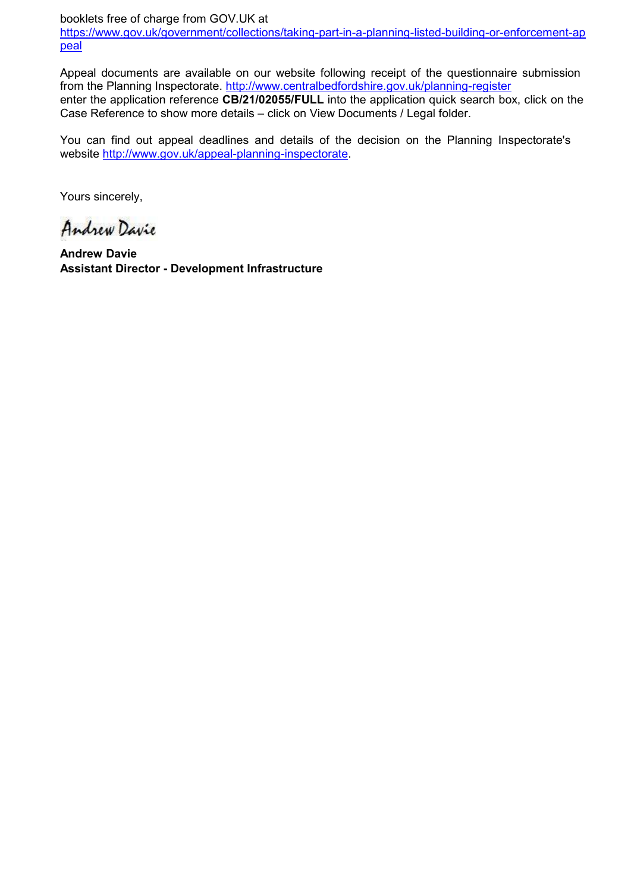booklets free of charge from GOV.UK at https://www.gov.uk/government/collections/taking-part-in-a-planning-listed-building-or-enforcement-appeal

Appeal documents are available on our website following receipt of the questionnaire submission from the Planning Inspectorate. http://www.centralbedfordshire.gov.uk/planning-register
enter the application reference **CB/21/02055/FULL** into the application quick search box, click on the Case Reference to show more details – click on View Documents / Legal folder.

You can find out appeal deadlines and details of the decision on the Planning Inspectorate's website http://www.gov.uk/appeal-planning-inspectorate.

Yours sincerely,

Andrew Davie

**Andrew Davie**
**Assistant Director - Development Infrastructure**